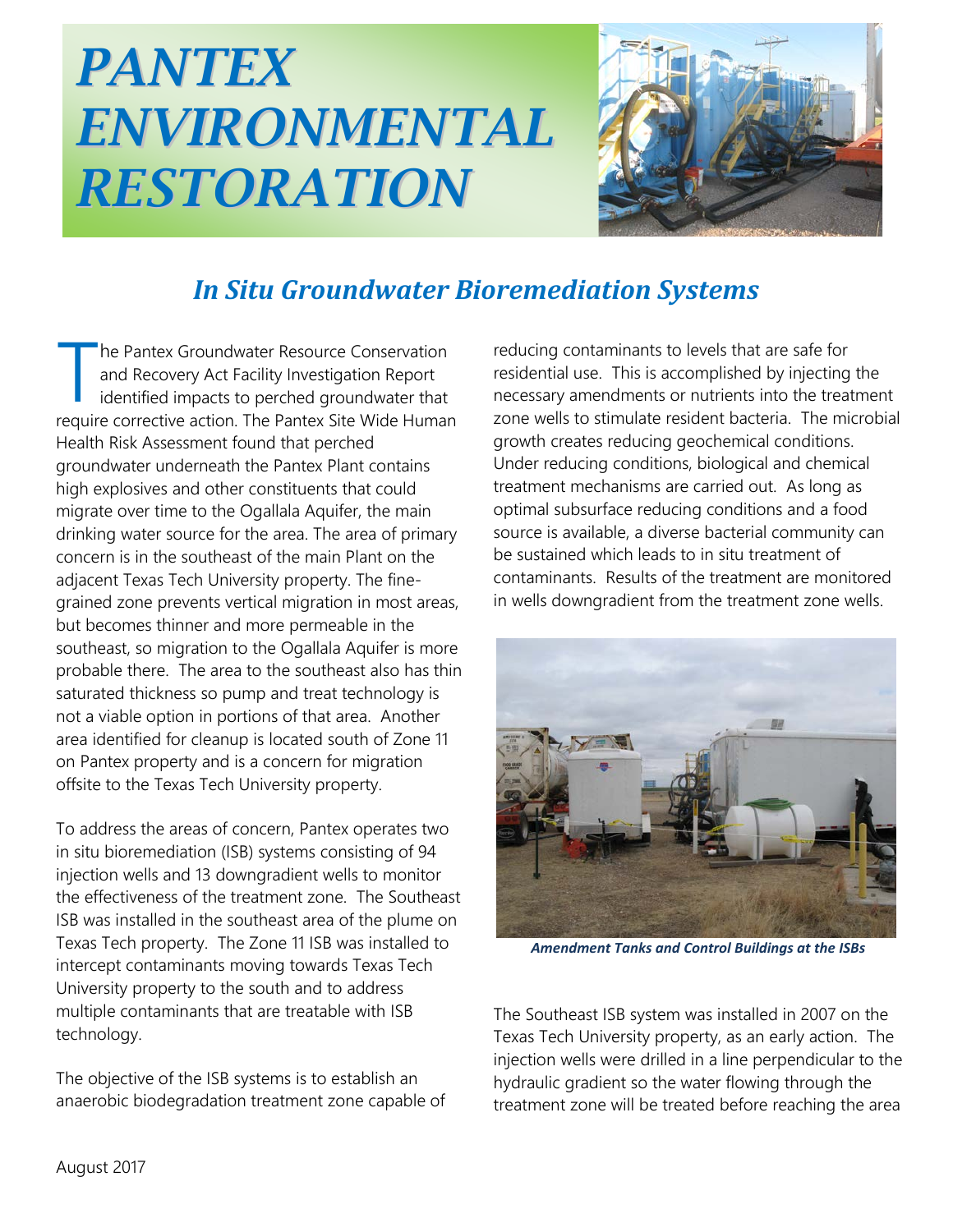# PANTEX ENVIRONMENTAL RESTORATION

## In Situ Groundwater Bioremediation Systems

The Pantex Groundwater Resource Conservation and Recovery Act Facility Investigation Report identified impacts to perched groundwater that require corrective action. The Pantex Site Wide Human Health Risk Assessment found that perched groundwater underneath the Pantex Plant contains high explosives and other constituents that could migrate over time to the Ogallala Aquifer, the main drinking water source for the area. The area of primary concern is in the southeast of the main Plant on the adjacent Texas Tech University property. The fine-grained zone prevents vertical migration in most areas, but becomes thinner and more permeable in the southeast, so migration to the Ogallala Aquifer is more probable there. The area to the southeast also has thin saturated thickness so pump and treat technology is not a viable option in portions of that area. Another area identified for cleanup is located south of Zone 11 on Pantex property and is a concern for migration offsite to the Texas Tech University property.

To address the areas of concern, Pantex operates two in situ bioremediation (ISB) systems consisting of 94 injection wells and 13 downgradient wells to monitor the effectiveness of the treatment zone. The Southeast ISB was installed in the southeast area of the plume on Texas Tech property. The Zone 11 ISB was installed to intercept contaminants moving towards Texas Tech University property to the south and to address multiple contaminants that are treatable with ISB technology.

The objective of the ISB systems is to establish an anaerobic biodegradation treatment zone capable of reducing contaminants to levels that are safe for residential use. This is accomplished by injecting the necessary amendments or nutrients into the treatment zone wells to stimulate resident bacteria. The microbial growth creates reducing geochemical conditions. Under reducing conditions, biological and chemical treatment mechanisms are carried out. As long as optimal subsurface reducing conditions and a food source is available, a diverse bacterial community can be sustained which leads to in situ treatment of contaminants. Results of the treatment are monitored in wells downgradient from the treatment zone wells.

*Amendment Tanks and Control Buildings at the ISBs*

The Southeast ISB system was installed in 2007 on the Texas Tech University property, as an early action. The injection wells were drilled in a line perpendicular to the hydraulic gradient so the water flowing through the treatment zone will be treated before reaching the area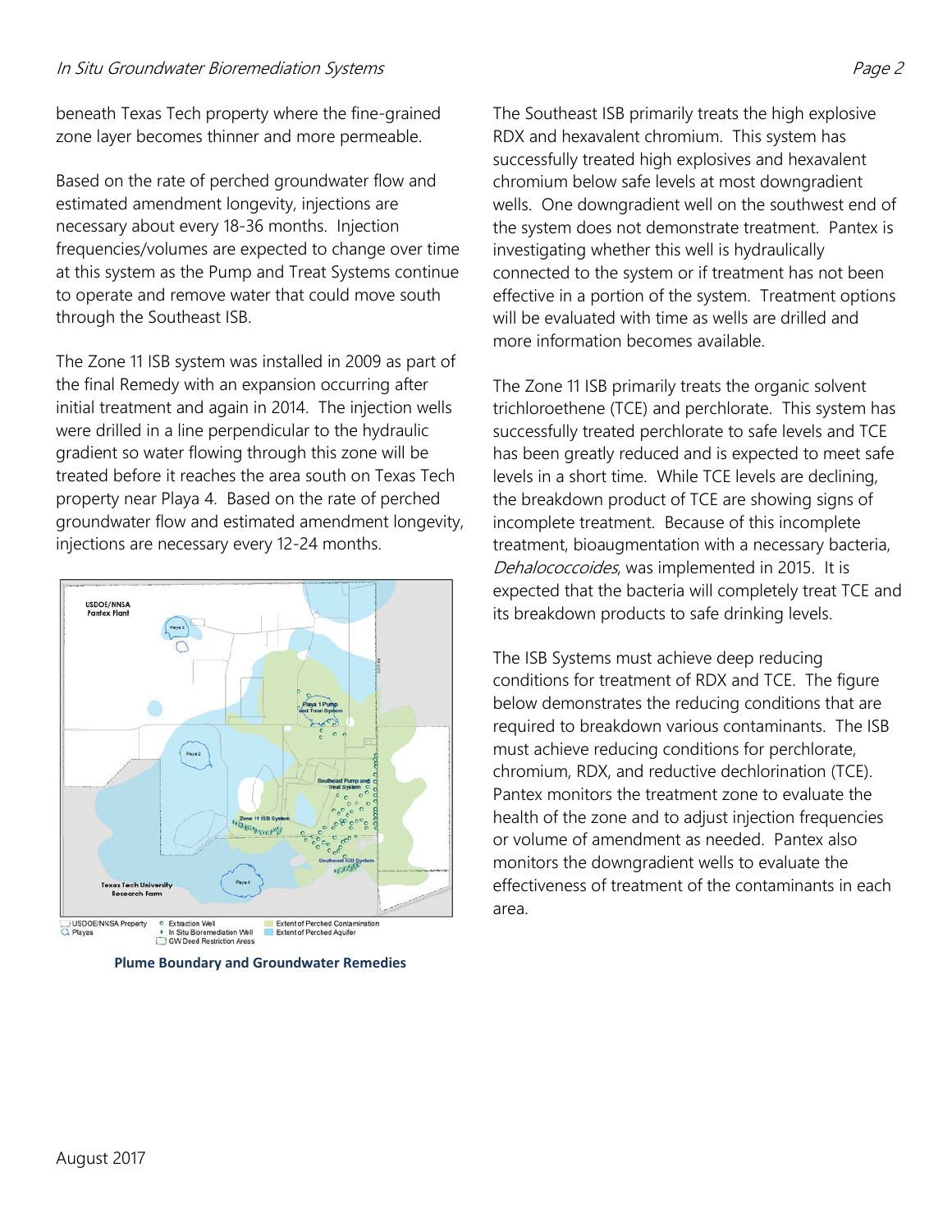beneath Texas Tech property where the fine-grained zone layer becomes thinner and more permeable.

Based on the rate of perched groundwater flow and estimated amendment longevity, injections are necessary about every 18-36 months. Injection frequencies/volumes are expected to change over time at this system as the Pump and Treat Systems continue to operate and remove water that could move south through the Southeast ISB.

The Zone 11 ISB system was installed in 2009 as part of the final Remedy with an expansion occurring after initial treatment and again in 2014. The injection wells were drilled in a line perpendicular to the hydraulic gradient so water flowing through this zone will be treated before it reaches the area south on Texas Tech property near Playa 4. Based on the rate of perched groundwater flow and estimated amendment longevity, injections are necessary every 12-24 months.

**Plume Boundary and Groundwater Remedies**

The Southeast ISB primarily treats the high explosive RDX and hexavalent chromium. This system has successfully treated high explosives and hexavalent chromium below safe levels at most downgradient wells. One downgradient well on the southwest end of the system does not demonstrate treatment. Pantex is investigating whether this well is hydraulically connected to the system or if treatment has not been effective in a portion of the system. Treatment options will be evaluated with time as wells are drilled and more information becomes available.

The Zone 11 ISB primarily treats the organic solvent trichloroethene (TCE) and perchlorate. This system has successfully treated perchlorate to safe levels and TCE has been greatly reduced and is expected to meet safe levels in a short time. While TCE levels are declining, the breakdown product of TCE are showing signs of incomplete treatment. Because of this incomplete treatment, bioaugmentation with a necessary bacteria, *Dehalococcoides*, was implemented in 2015. It is expected that the bacteria will completely treat TCE and its breakdown products to safe drinking levels.

The ISB Systems must achieve deep reducing conditions for treatment of RDX and TCE. The figure below demonstrates the reducing conditions that are required to breakdown various contaminants. The ISB must achieve reducing conditions for perchlorate, chromium, RDX, and reductive dechlorination (TCE). Pantex monitors the treatment zone to evaluate the health of the zone and to adjust injection frequencies or volume of amendment as needed. Pantex also monitors the downgradient wells to evaluate the effectiveness of treatment of the contaminants in each area.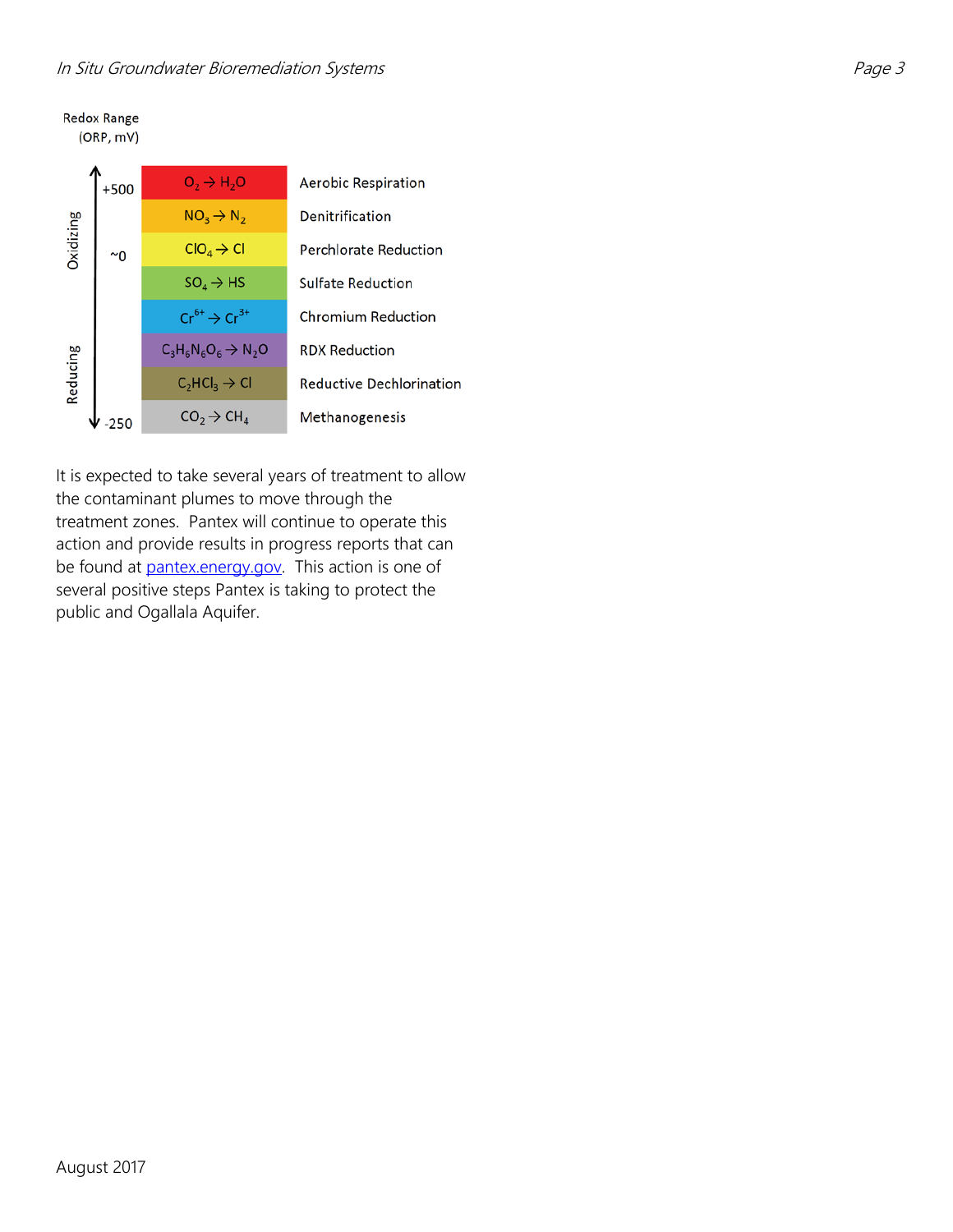Redox Range (ORP, mV)

| Redox Range (ORP, mV) | Reaction | Process |
|---|---|---|
| +500 (Oxidizing) | $O_2 \rightarrow H_2O$ | Aerobic Respiration |
| | $NO_3 \rightarrow N_2$ | Denitrification |
| ~0 | $ClO_4 \rightarrow Cl$ | Perchlorate Reduction |
| | $SO_4 \rightarrow HS$ | Sulfate Reduction |
| | $Cr^{6+} \rightarrow Cr^{3+}$ | Chromium Reduction |
| | $C_3H_6N_6O_6 \rightarrow N_2O$ | RDX Reduction |
| | $C_2HCl_3 \rightarrow Cl$ | Reductive Dechlorination |
| -250 (Reducing) | $CO_2 \rightarrow CH_4$ | Methanogenesis |

It is expected to take several years of treatment to allow the contaminant plumes to move through the treatment zones. Pantex will continue to operate this action and provide results in progress reports that can be found at [pantex.energy.gov](http://pantex.energy.gov). This action is one of several positive steps Pantex is taking to protect the public and Ogallala Aquifer.

August 2017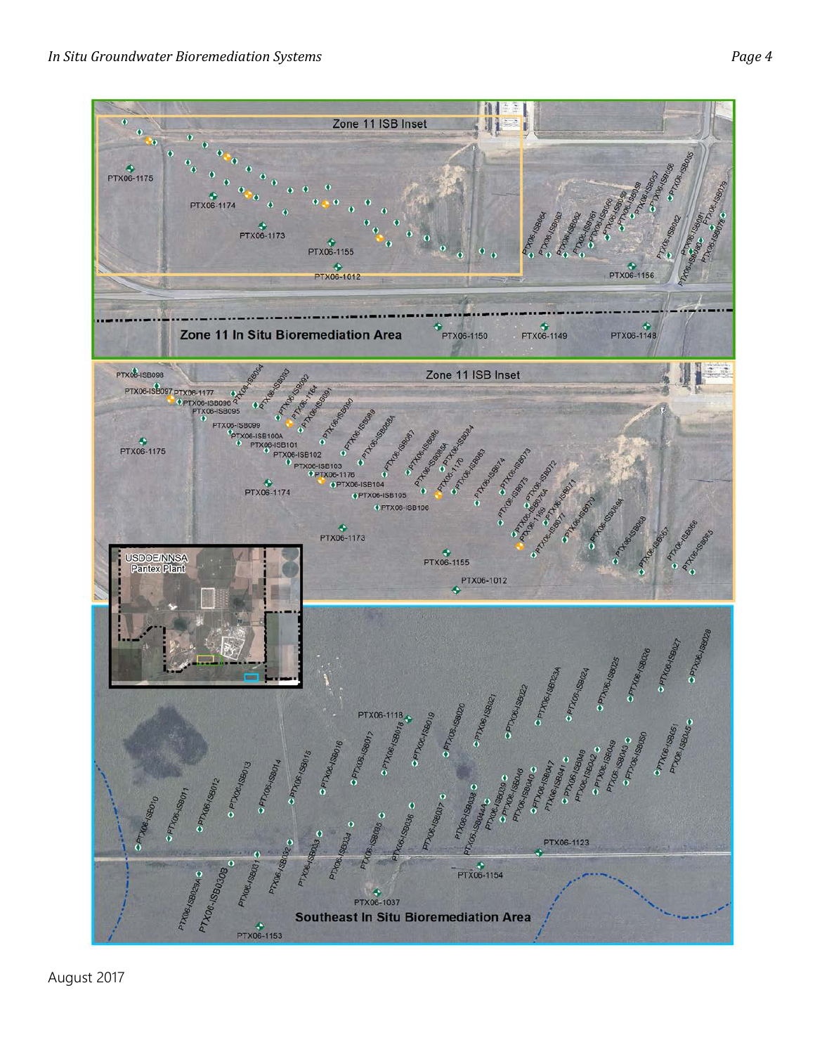Zone 11 ISB Inset

PTX06-1175

PTX06-1174

PTX06-1173

PTX06-1155

PTX06-1012

PTX06-1156

PTX06-1150

PTX06-1149

PTX06-1148

Zone 11 In Situ Bioremediation Area

Zone 11 ISB Inset

PTX06-ISB098

PTX06-ISB097

PTX06-1177

PTX06-ISB096

PTX06-ISB095

PTX06-ISB099

PTX06-ISB100A

PTX06-ISB101

PTX06-ISB102

PTX06-ISB103

PTX06-1176

PTX06-ISB104

PTX06-ISB105

PTX06-ISB106

PTX06-1175

PTX06-1174

PTX06-1173

PTX06-1155

PTX06-1012

USDOE/NNSA
Pantex Plant

PTX06-1118

PTX06-1123

PTX06-1154

PTX06-1037

PTX06-1153

Southeast In Situ Bioremediation Area